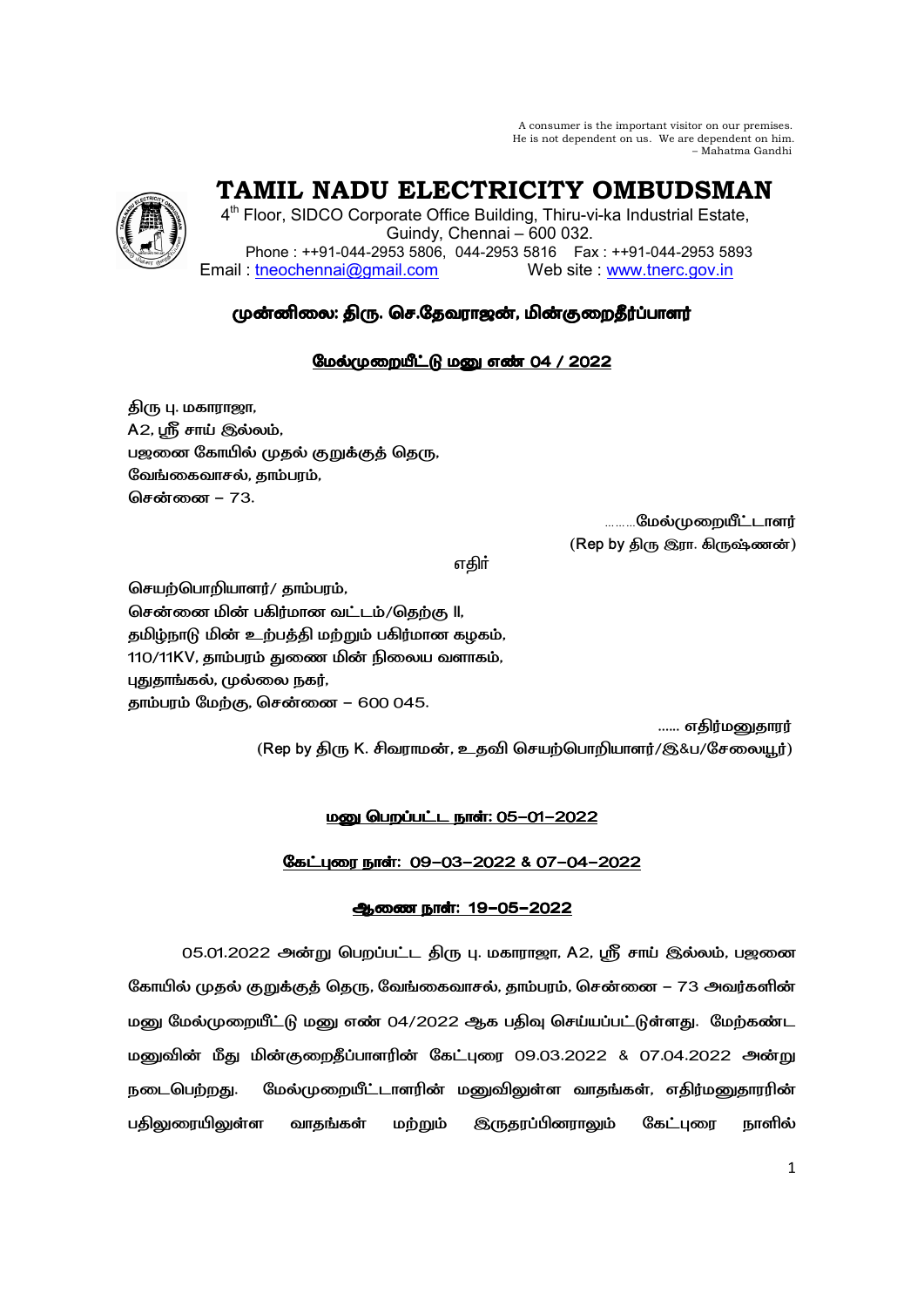A consumer is the important visitor on our premises.
He is not dependent on us. We are dependent on him.
– Mahatma Gandhi

# TAMIL NADU ELECTRICITY OMBUDSMAN

4th Floor, SIDCO Corporate Office Building, Thiru-vi-ka Industrial Estate,
Guindy, Chennai – 600 032.
Phone : ++91-044-2953 5806, 044-2953 5816 Fax : ++91-044-2953 5893
Email : tneochennai@gmail.com Web site : www.tnerc.gov.in

**முன்னிலை: திரு. செ.தேவராஜன், மின்குறைதீர்ப்பாளர்**

**மேல்முறையீட்டு மனு எண் 04 / 2022**

திரு பு. மகாராஜா,
A2, ஸ்ரீ சாய் இல்லம்,
பஜனை கோயில் முதல் குறுக்குத் தெரு,
வேங்கைவாசல், தாம்பரம்,
சென்னை – 73.

………மேல்முறையீட்டாளர்
(Rep by திரு இரா. கிருஷ்ணன்)

எதிர்

செயற்பொறியாளர்/ தாம்பரம்,
சென்னை மின் பகிர்மான வட்டம்/தெற்கு II,
தமிழ்நாடு மின் உற்பத்தி மற்றும் பகிர்மான கழகம்,
110/11KV, தாம்பரம் துணை மின் நிலைய வளாகம்,
புதுதாங்கல், முல்லை நகர்,
தாம்பரம் மேற்கு, சென்னை – 600 045.

...... எதிர்மனுதாரர்
(Rep by திரு K. சிவராமன், உதவி செயற்பொறியாளர்/இ&ப/சேலையூர்)

**மனு பெறப்பட்ட நாள்: 05-01-2022**

**கேட்புரை நாள்: 09-03-2022 & 07-04-2022**

**ஆணை நாள்: 19-05-2022**

05.01.2022 அன்று பெறப்பட்ட திரு பு. மகாராஜா, A2, ஸ்ரீ சாய் இல்லம், பஜனை கோயில் முதல் குறுக்குத் தெரு, வேங்கைவாசல், தாம்பரம், சென்னை – 73 அவர்களின் மனு மேல்முறையீட்டு மனு எண் 04/2022 ஆக பதிவு செய்யப்பட்டுள்ளது. மேற்கண்ட மனுவின் மீது மின்குறைதீர்ப்பாளரின் கேட்புரை 09.03.2022 & 07.04.2022 அன்று நடைபெற்றது. மேல்முறையீட்டாளரின் மனுவிலுள்ள வாதங்கள், எதிர்மனுதாரரின் பதிலுரையிலுள்ள வாதங்கள் மற்றும் இருதரப்பினராலும் கேட்புரை நாளில்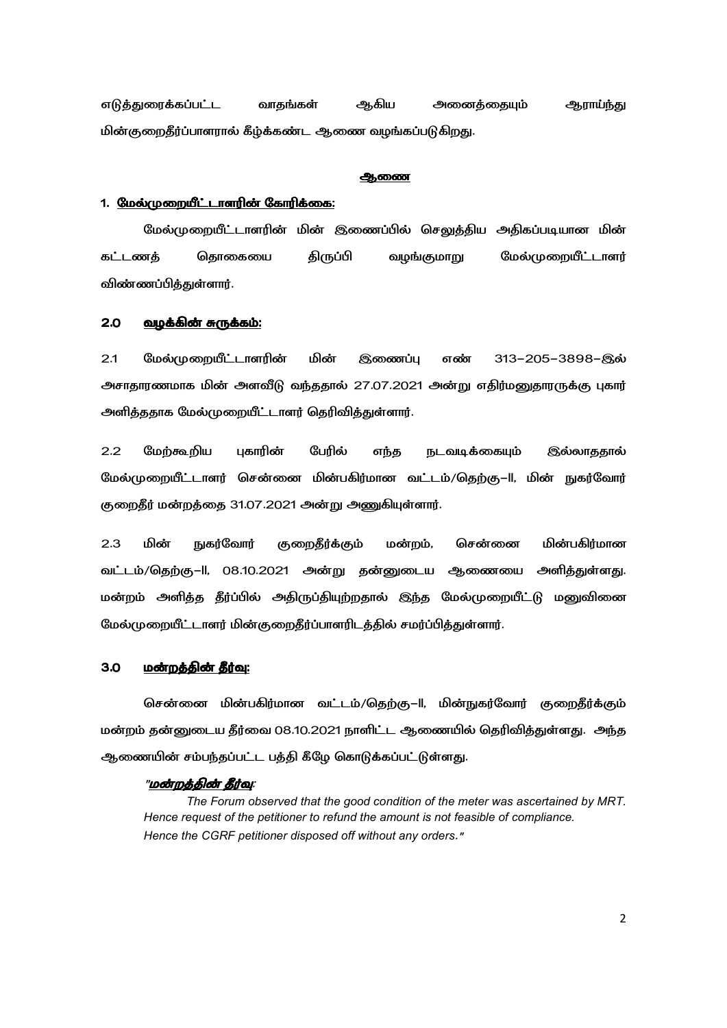எடுத்துரைக்கப்பட்ட வாதங்கள் ஆகிய அனைத்தையும் ஆராய்ந்து மின்குறைதீர்ப்பாளரால் கீழ்க்கண்ட ஆணை வழங்கப்படுகிறது.

**ஆணை**

**1. மேல்முறையீட்டாளரின் கோரிக்கை:**

மேல்முறையீட்டாளரின் மின் இணைப்பில் செலுத்திய அதிகப்படியான மின் கட்டணத் தொகையை திருப்பி வழங்குமாறு மேல்முறையீட்டாளர் விண்ணப்பித்துள்ளார்.

**2.0 வழக்கின் சுருக்கம்:**

2.1 மேல்முறையீட்டாளரின் மின் இணைப்பு எண் 313–205–3898–இல் அசாதாரணமாக மின் அளவீடு வந்ததால் 27.07.2021 அன்று எதிர்மனுதாரருக்கு புகார் அளித்ததாக மேல்முறையீட்டாளர் தெரிவித்துள்ளார்.

2.2 மேற்கூறிய புகாரின் பேரில் எந்த நடவடிக்கையும் இல்லாததால் மேல்முறையீட்டாளர் சென்னை மின்பகிர்மான வட்டம்/தெற்கு–II, மின் நுகர்வோர் குறைதீர் மன்றத்தை 31.07.2021 அன்று அணுகியுள்ளார்.

2.3 மின் நுகர்வோர் குறைதீர்க்கும் மன்றம், சென்னை மின்பகிர்மான வட்டம்/தெற்கு–II, 08.10.2021 அன்று தன்னுடைய ஆணையை அளித்துள்ளது. மன்றம் அளித்த தீர்ப்பில் அதிருப்தியுற்றதால் இந்த மேல்முறையீட்டு மனுவினை மேல்முறையீட்டாளர் மின்குறைதீர்ப்பாளரிடத்தில் சமர்ப்பித்துள்ளார்.

**3.0 மன்றத்தின் தீர்வு:**

சென்னை மின்பகிர்மான வட்டம்/தெற்கு–II, மின்நுகர்வோர் குறைதீர்க்கும் மன்றம் தன்னுடைய தீர்வை 08.10.2021 நாளிட்ட ஆணையில் தெரிவித்துள்ளது. அந்த ஆணையின் சம்பந்தப்பட்ட பத்தி கீழே கொடுக்கப்பட்டுள்ளது.

*"**மன்றத்தின் தீர்வு**:*

*The Forum observed that the good condition of the meter was ascertained by MRT. Hence request of the petitioner to refund the amount is not feasible of compliance. Hence the CGRF petitioner disposed off without any orders."*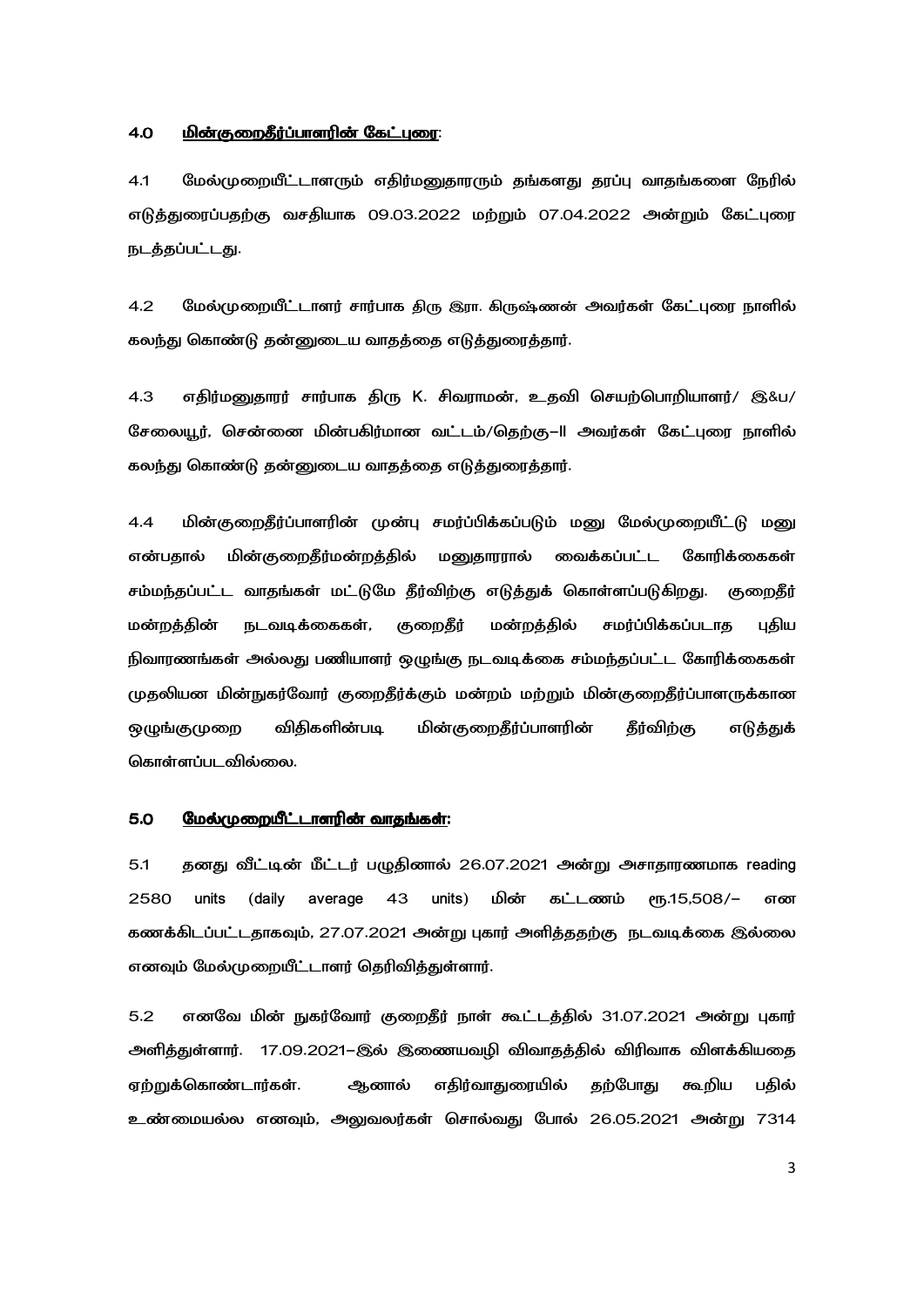### 4.0 மின்குறைதீர்ப்பாளரின் கேட்புரை:

4.1 மேல்முறையீட்டாளரும் எதிர்மனுதாரரும் தங்களது தரப்பு வாதங்களை நேரில் எடுத்துரைப்பதற்கு வசதியாக 09.03.2022 மற்றும் 07.04.2022 அன்றும் கேட்புரை நடத்தப்பட்டது.

4.2 மேல்முறையீட்டாளர் சார்பாக திரு இரா. கிருஷ்ணன் அவர்கள் கேட்புரை நாளில் கலந்து கொண்டு தன்னுடைய வாதத்தை எடுத்துரைத்தார்.

4.3 எதிர்மனுதாரர் சார்பாக திரு K. சிவராமன், உதவி செயற்பொறியாளர்/ இ&ப/ சேலையூர், சென்னை மின்பகிர்மான வட்டம்/தெற்கு–II அவர்கள் கேட்புரை நாளில் கலந்து கொண்டு தன்னுடைய வாதத்தை எடுத்துரைத்தார்.

4.4 மின்குறைதீர்ப்பாளரின் முன்பு சமர்ப்பிக்கப்படும் மனு மேல்முறையீட்டு மனு என்பதால் மின்குறைதீர்மன்றத்தில் மனுதாரரால் வைக்கப்பட்ட கோரிக்கைகள் சம்மந்தப்பட்ட வாதங்கள் மட்டுமே தீர்விற்கு எடுத்துக் கொள்ளப்படுகிறது. குறைதீர் மன்றத்தின் நடவடிக்கைகள், குறைதீர் மன்றத்தில் சமர்ப்பிக்கப்படாத புதிய நிவாரணங்கள் அல்லது பணியாளர் ஒழுங்கு நடவடிக்கை சம்மந்தப்பட்ட கோரிக்கைகள் முதலியன மின்நுகர்வோர் குறைதீர்க்கும் மன்றம் மற்றும் மின்குறைதீர்ப்பாளருக்கான ஒழுங்குமுறை விதிகளின்படி மின்குறைதீர்ப்பாளரின் தீர்விற்கு எடுத்துக் கொள்ளப்படவில்லை.

### 5.0 மேல்முறையீட்டாளரின் வாதங்கள்:

5.1 தனது வீட்டின் மீட்டர் பழுதினால் 26.07.2021 அன்று அசாதாரணமாக reading 2580 units (daily average 43 units) மின் கட்டணம் ரூ.15,508/– என கணக்கிடப்பட்டதாகவும், 27.07.2021 அன்று புகார் அளித்ததற்கு நடவடிக்கை இல்லை எனவும் மேல்முறையீட்டாளர் தெரிவித்துள்ளார்.

5.2 எனவே மின் நுகர்வோர் குறைதீர் நாள் கூட்டத்தில் 31.07.2021 அன்று புகார் அளித்துள்ளார். 17.09.2021–இல் இணையவழி விவாதத்தில் விரிவாக விளக்கியதை ஏற்றுக்கொண்டார்கள். ஆனால் எதிர்வாதுரையில் தற்போது கூறிய பதில் உண்மையல்ல எனவும், அலுவலர்கள் சொல்வது போல் 26.05.2021 அன்று 7314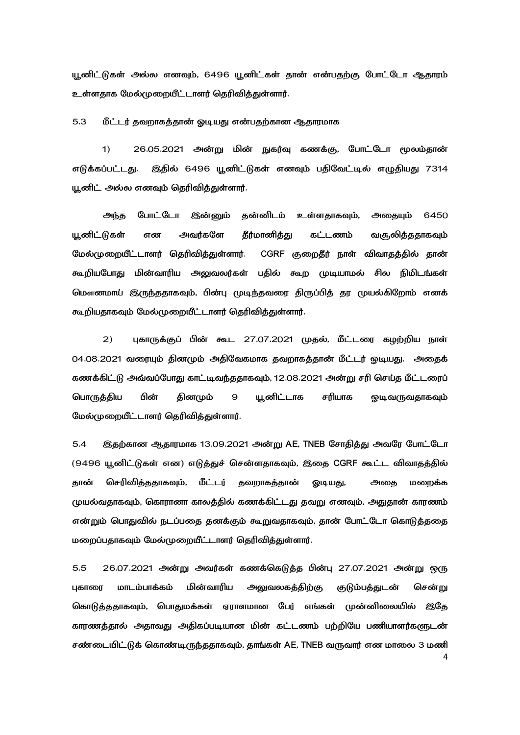யூனிட்டுகள் அல்ல எனவும், 6496 யூனிட்கள் தான் என்பதற்கு போட்டோ ஆதாரம் உள்ளதாக மேல்முறையீட்டாளர் தெரிவித்துள்ளார்.

5.3 மீட்டர் தவறாகத்தான் ஓடியது என்பதற்கான ஆதாரமாக

1) 26.05.2021 அன்று மின் நுகர்வு கணக்கு, போட்டோ மூலம்தான் எடுக்கப்பட்டது. இதில் 6496 யூனிட்டுகள் எனவும் பதிவேட்டில் எழுதியது 7314 யூனிட் அல்ல எனவும் தெரிவித்துள்ளார்.

அந்த போட்டோ இன்னும் தன்னிடம் உள்ளதாகவும், அதையும் 6450 யூனிட்டுகள் என அவர்களே தீர்மானித்து கட்டணம் வசூலித்ததாகவும் மேல்முறையீட்டாளர் தெரிவித்துள்ளார். CGRF குறைதீர் நாள் விவாதத்தில் தான் கூறியபோது மின்வாரிய அலுவலர்கள் பதில் கூற முடியாமல் சில நிமிடங்கள் மௌனமாய் இருந்ததாகவும், பின்பு முடிந்தவரை திருப்பித் தர முயல்கிறோம் எனக் கூறியதாகவும் மேல்முறையீட்டாளர் தெரிவித்துள்ளார்.

2) புகாருக்குப் பின் கூட 27.07.2021 முதல், மீட்டரை கழற்றிய நாள் 04.08.2021 வரையும் தினமும் அதிவேகமாக தவறாகத்தான் மீட்டர் ஓடியது. அதைக் கணக்கிட்டு அவ்வப்போது காட்டிவந்ததாகவும், 12.08.2021 அன்று சரி செய்த மீட்டரைப் பொருத்திய பின் தினமும் 9 யூனிட்டாக சரியாக ஓடிவருவதாகவும் மேல்முறையீட்டாளர் தெரிவித்துள்ளார்.

5.4 இதற்கான ஆதாரமாக 13.09.2021 அன்று AE, TNEB சோதித்து அவரே போட்டோ (9496 யூனிட்டுகள் என) எடுத்துச் சென்றதாகவும், இதை CGRF கூட்ட விவாதத்தில் தான் செரிவித்ததாகவும், மீட்டர் தவறாகத்தான் ஓடியது, அதை மறைக்க முயல்வதாகவும், கொரானா காலத்தில் கணக்கிட்டது தவறு எனவும், அதுதான் காரணம் என்றும் பொதுவில் நடப்பதை தனக்கும் கூறுவதாகவும், தான் போட்டோ கொடுத்ததை மறைப்பதாகவும் மேல்முறையீட்டாளர் தெரிவித்துள்ளார்.

5.5 26.07.2021 அன்று அவர்கள் கணக்கெடுத்த பின்பு 27.07.2021 அன்று ஒரு புகாரை மாடம்பாக்கம் மின்வாரிய அலுவலகத்திற்கு குடும்பத்துடன் சென்று கொடுத்ததாகவும், பொதுமக்கள் ஏராளமான பேர் எங்கள் முன்னிலையில் இதே காரணத்தால் அதாவது அதிகப்படியான மின் கட்டணம் பற்றியே பணியாளர்களுடன் சண்டையிட்டுக் கொண்டிருந்ததாகவும், தாங்கள் AE, TNEB வருவார் என மாலை 3 மணி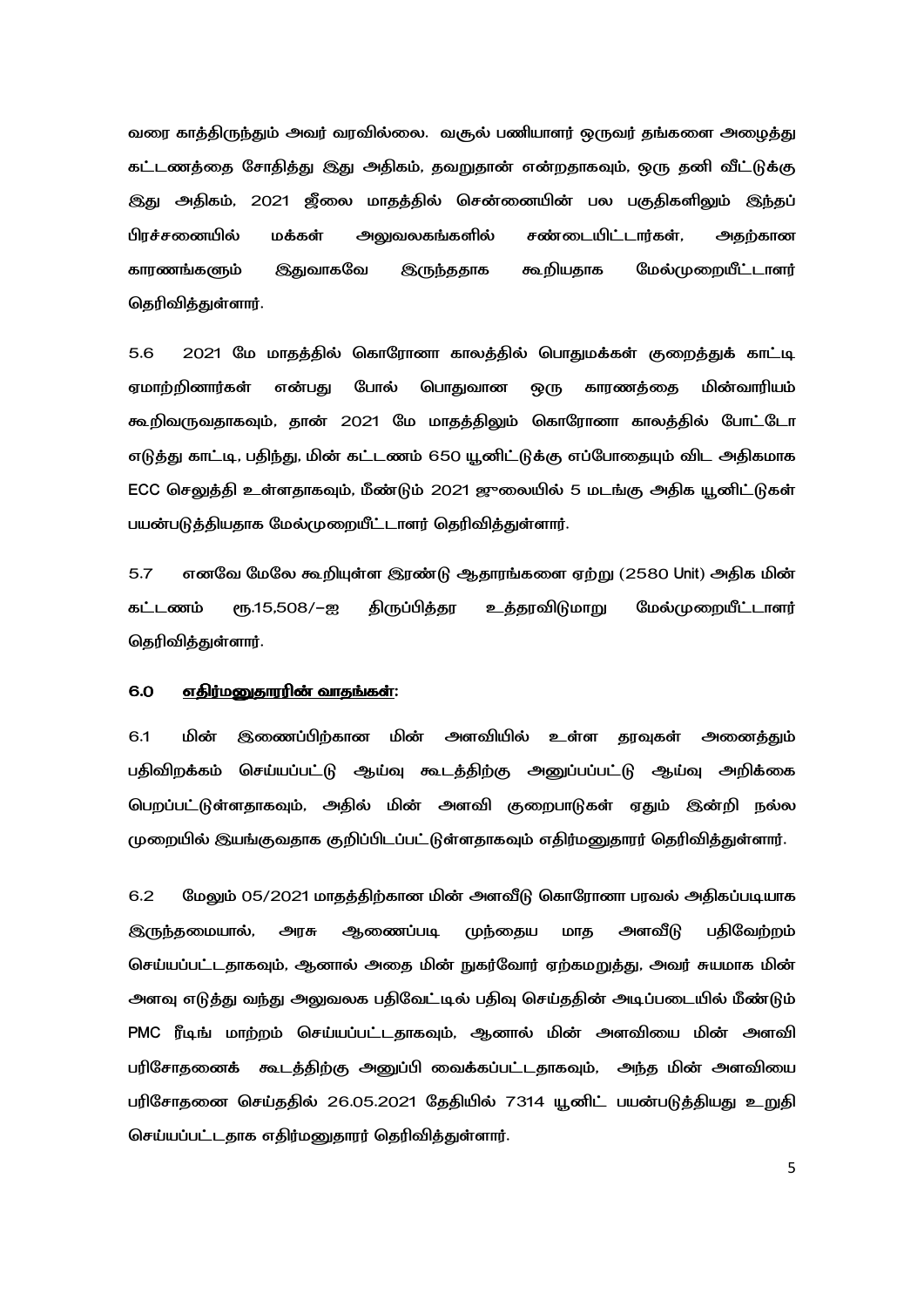வரை காத்திருந்தும் அவர் வரவில்லை. வசூல் பணியாளர் ஒருவர் தங்களை அழைத்து கட்டணத்தை சோதித்து இது அதிகம், தவறுதான் என்றதாகவும், ஒரு தனி வீட்டுக்கு இது அதிகம், 2021 ஜீலை மாதத்தில் சென்னையின் பல பகுதிகளிலும் இந்தப் பிரச்சனையில் மக்கள் அலுவலகங்களில் சண்டையிட்டார்கள், அதற்கான காரணங்களும் இதுவாகவே இருந்ததாக கூறியதாக மேல்முறையீட்டாளர் தெரிவித்துள்ளார்.

5.6 2021 மே மாதத்தில் கொரோனா காலத்தில் பொதுமக்கள் குறைத்துக் காட்டி ஏமாற்றினார்கள் என்பது போல் பொதுவான ஒரு காரணத்தை மின்வாரியம் கூறிவருவதாகவும், தான் 2021 மே மாதத்திலும் கொரோனா காலத்தில் போட்டோ எடுத்து காட்டி, பதிந்து, மின் கட்டணம் 650 யூனிட்டுக்கு எப்போதையும் விட அதிகமாக ECC செலுத்தி உள்ளதாகவும், மீண்டும் 2021 ஜுலையில் 5 மடங்கு அதிக யூனிட்டுகள் பயன்படுத்தியதாக மேல்முறையீட்டாளர் தெரிவித்துள்ளார்.

5.7 எனவே மேலே கூறியுள்ள இரண்டு ஆதாரங்களை ஏற்று (2580 Unit) அதிக மின் கட்டணம் ரூ.15,508/-ஐ திருப்பித்தர உத்தரவிடுமாறு மேல்முறையீட்டாளர் தெரிவித்துள்ளார்.

## 6.0 <u>எதிர்மனுதாரரின் வாதங்கள்:</u>

6.1 மின் இணைப்பிற்கான மின் அளவியில் உள்ள தரவுகள் அனைத்தும் பதிவிறக்கம் செய்யப்பட்டு ஆய்வு கூடத்திற்கு அனுப்பப்பட்டு ஆய்வு அறிக்கை பெறப்பட்டுள்ளதாகவும், அதில் மின் அளவி குறைபாடுகள் ஏதும் இன்றி நல்ல முறையில் இயங்குவதாக குறிப்பிடப்பட்டுள்ளதாகவும் எதிர்மனுதாரர் தெரிவித்துள்ளார்.

6.2 மேலும் 05/2021 மாதத்திற்கான மின் அளவீடு கொரோனா பரவல் அதிகப்படியாக இருந்தமையால், அரசு ஆணைப்படி முந்தைய மாத அளவீடு பதிவேற்றம் செய்யப்பட்டதாகவும், ஆனால் அதை மின் நுகர்வோர் ஏற்கமறுத்து, அவர் சுயமாக மின் அளவு எடுத்து வந்து அலுவலக பதிவேட்டில் பதிவு செய்ததின் அடிப்படையில் மீண்டும் PMC ரீடிங் மாற்றம் செய்யப்பட்டதாகவும், ஆனால் மின் அளவியை மின் அளவி பரிசோதனைக் கூடத்திற்கு அனுப்பி வைக்கப்பட்டதாகவும், அந்த மின் அளவியை பரிசோதனை செய்ததில் 26.05.2021 தேதியில் 7314 யூனிட் பயன்படுத்தியது உறுதி செய்யப்பட்டதாக எதிர்மனுதாரர் தெரிவித்துள்ளார்.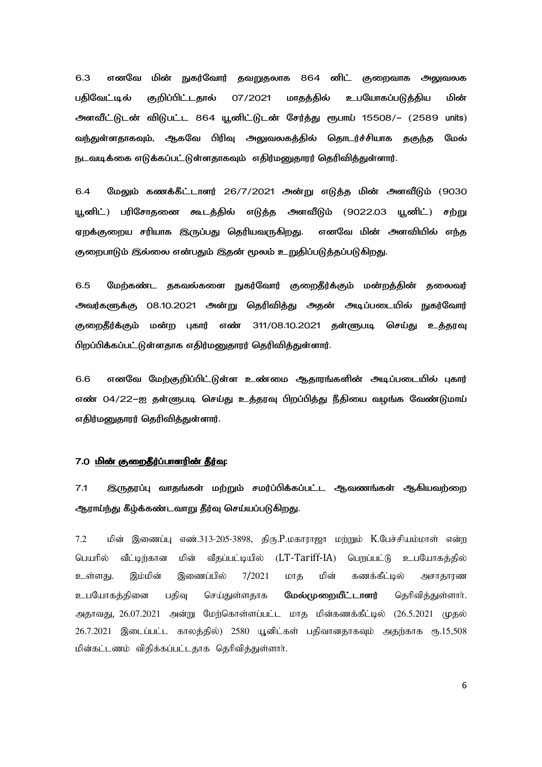6.3 எனவே மின் நுகர்வோர் தவறுதலாக 864 னிட் குறைவாக அலுவலக பதிவேட்டில் குறிப்பிட்டதால் 07/2021 மாதத்தில் உபயோகப்படுத்திய மின் அளவீட்டுடன் விடுபட்ட 864 யூனிட்டுடன் சேர்த்து ரூபாய் 15508/- (2589 units) வந்துள்ளதாகவும், ஆகவே பிரிவு அலுவலகத்தில் தொடர்ச்சியாக தகுந்த மேல் நடவடிக்கை எடுக்கப்பட்டுள்ளதாகவும் எதிர்மனுதாரர் தெரிவித்துள்ளார்.

6.4 மேலும் கணக்கீட்டாளர் 26/7/2021 அன்று எடுத்த மின் அளவீடும் (9030 யூனிட்) பரிசோதனை கூடத்தில் எடுத்த அளவீடும் (9022.03 யூனிட்) சற்று ஏறக்குறைய சரியாக இருப்பது தெரியவருகிறது. எனவே மின் அளவியில் எந்த குறைபாடும் இல்லை என்பதும் இதன் மூலம் உறுதிப்படுத்தப்படுகிறது.

6.5 மேற்கண்ட தகவல்களை நுகர்வோர் குறைதீர்க்கும் மன்றத்தின் தலைவர் அவர்களுக்கு 08.10.2021 அன்று தெரிவித்து அதன் அடிப்படையில் நுகர்வோர் குறைதீர்க்கும் மன்ற புகார் எண் 311/08.10.2021 தள்ளுபடி செய்து உத்தரவு பிறப்பிக்கப்பட்டுள்ளதாக எதிர்மனுதாரர் தெரிவித்துள்ளார்.

6.6 எனவே மேற்குறிப்பிட்டுள்ள உண்மை ஆதாரங்களின் அடிப்படையில் புகார் எண் 04/22-ஐ தள்ளுபடி செய்து உத்தரவு பிறப்பித்து நீதியை வழங்க வேண்டுமாய் எதிர்மனுதாரர் தெரிவித்துள்ளார்.

## 7.0 <u>மின் குறைதீர்ப்பாளரின் தீர்வு:</u>

7.1 இருதரப்பு வாதங்கள் மற்றும் சமர்ப்பிக்கப்பட்ட ஆவணங்கள் ஆகியவற்றை ஆராய்ந்து கீழ்க்கண்டவாறு தீர்வு செய்யப்படுகிறது.

7.2 மின் இணைப்பு எண்.313-205-3898, திரு.P.மகாராஜா மற்றும் K.பேச்சியம்மாள் என்ற பெயரில் வீட்டிற்கான மின் வீதப்பட்டியில் (LT-Tariff-IA) பெறப்பட்டு உபயோகத்தில் உள்ளது. இம்மின் இணைப்பில் 7/2021 மாத மின் கணக்கீட்டில் அசாதாரண உபயோகத்தினை பதிவு செய்துள்ளதாக **மேல்முறையீட்டாளர்** தெரிவித்துள்ளார். அதாவது, 26.07.2021 அன்று மேற்கொள்ளப்பட்ட மாத மின்கணக்கீட்டில் (26.5.2021 முதல் 26.7.2021 இடைப்பட்ட காலத்தில்) 2580 யூனிட்கள் பதிவானதாகவும் அதற்காக ரூ.15,508 மின்கட்டணம் விதிக்கப்பட்டதாக தெரிவித்துள்ளார்.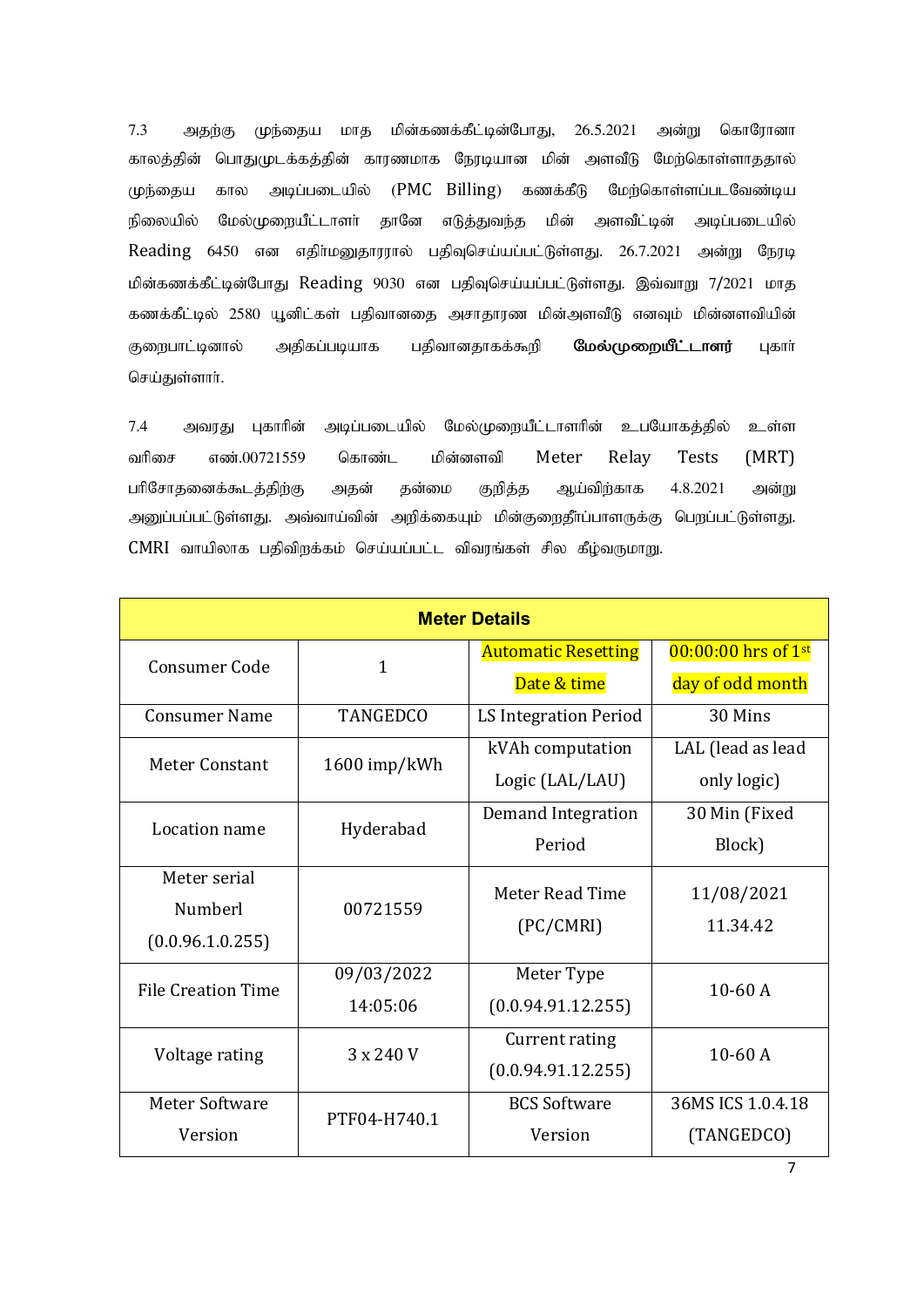7.3 அதற்கு முந்தைய மாத மின்கணக்கீட்டின்போது, 26.5.2021 அன்று கொரோனா காலத்தின் பொதுமுடக்கத்தின் காரணமாக நேரடியான மின் அளவீடு மேற்கொள்ளாததால் முந்தைய கால அடிப்படையில் (PMC Billing) கணக்கீடு மேற்கொள்ளப்படவேண்டிய நிலையில் மேல்முறையீட்டாளர் தானே எடுத்துவந்த மின் அளவீட்டின் அடிப்படையில் Reading 6450 என எதிர்மனுதாரரால் பதிவுசெய்யப்பட்டுள்ளது. 26.7.2021 அன்று நேரடி மின்கணக்கீட்டின்போது Reading 9030 என பதிவுசெய்யப்பட்டுள்ளது. இவ்வாறு 7/2021 மாத கணக்கீட்டில் 2580 யூனிட்கள் பதிவானதை அசாதாரண மின்அளவீடு எனவும் மின்னளவியின் குறைபாட்டினால் அதிகப்படியாக பதிவானதாகக்கூறி **மேல்முறையீட்டாளர்** புகார் செய்துள்ளார்.

7.4 அவரது புகாரின் அடிப்படையில் மேல்முறையீட்டாளரின் உபயோகத்தில் உள்ள வரிசை எண்.00721559 கொண்ட மின்னளவி Meter Relay Tests (MRT) பரிசோதனைக்கூடத்திற்கு அதன் தன்மை குறித்த ஆய்விற்காக 4.8.2021 அன்று அனுப்பப்பட்டுள்ளது. அவ்வாய்வின் அறிக்கையும் மின்குறைதீர்ப்பாளருக்கு பெறப்பட்டுள்ளது. CMRI வாயிலாக பதிவிறக்கம் செய்யப்பட்ட விவரங்கள் சில கீழ்வருமாறு.

| **Meter Details** | | | |
|---|---|---|---|
| Consumer Code | 1 | Automatic Resetting Date & time | 00:00:00 hrs of 1st day of odd month |
| Consumer Name | TANGEDCO | LS Integration Period | 30 Mins |
| Meter Constant | 1600 imp/kWh | kVAh computation Logic (LAL/LAU) | LAL (lead as lead only logic) |
| Location name | Hyderabad | Demand Integration Period | 30 Min (Fixed Block) |
| Meter serial Numberl (0.0.96.1.0.255) | 00721559 | Meter Read Time (PC/CMRI) | 11/08/2021 11.34.42 |
| File Creation Time | 09/03/2022 14:05:06 | Meter Type (0.0.94.91.12.255) | 10-60 A |
| Voltage rating | 3 x 240 V | Current rating (0.0.94.91.12.255) | 10-60 A |
| Meter Software Version | PTF04-H740.1 | BCS Software Version | 36MS ICS 1.0.4.18 (TANGEDCO) |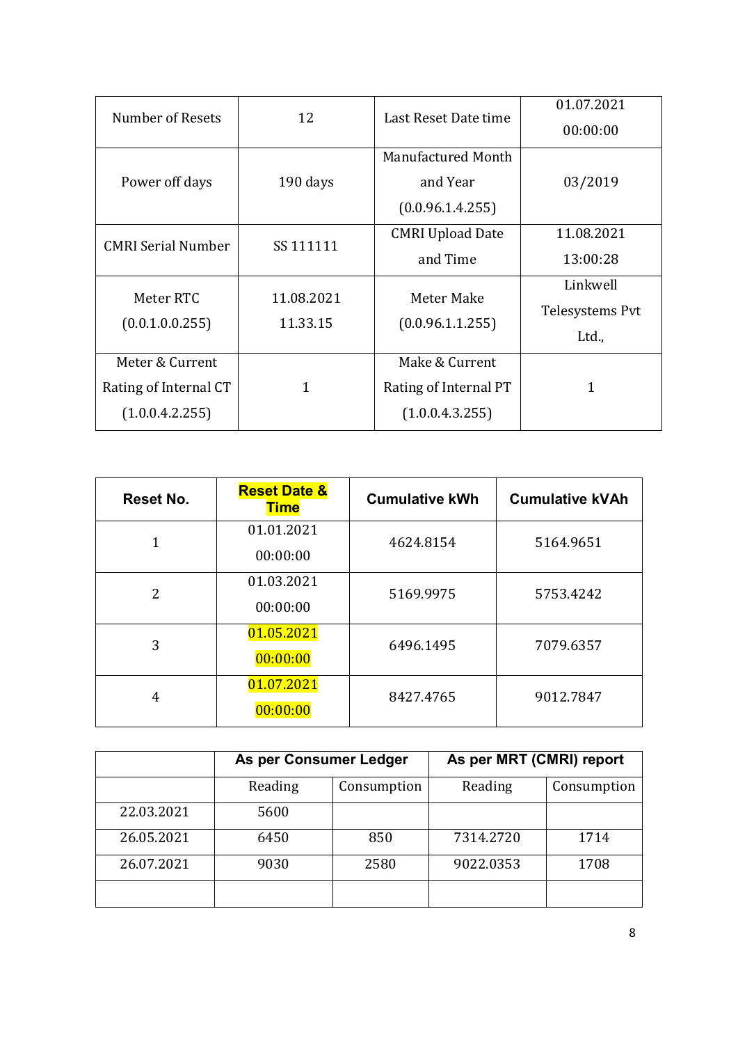| Number of Resets | 12 | Last Reset Date time | 01.07.2021 00:00:00 |
|---|---|---|---|
| Power off days | 190 days | Manufactured Month and Year (0.0.96.1.4.255) | 03/2019 |
| CMRI Serial Number | SS 111111 | CMRI Upload Date and Time | 11.08.2021 13:00:28 |
| Meter RTC (0.0.1.0.0.255) | 11.08.2021 11.33.15 | Meter Make (0.0.96.1.1.255) | Linkwell Telesystems Pvt Ltd., |
| Meter & Current Rating of Internal CT (1.0.0.4.2.255) | 1 | Make & Current Rating of Internal PT (1.0.0.4.3.255) | 1 |

| Reset No. | Reset Date & Time | Cumulative kWh | Cumulative kVAh |
|---|---|---|---|
| 1 | 01.01.2021 00:00:00 | 4624.8154 | 5164.9651 |
| 2 | 01.03.2021 00:00:00 | 5169.9975 | 5753.4242 |
| 3 | 01.05.2021 00:00:00 | 6496.1495 | 7079.6357 |
| 4 | 01.07.2021 00:00:00 | 8427.4765 | 9012.7847 |

| | As per Consumer Ledger | | As per MRT (CMRI) report | |
|---|---|---|---|---|
| | Reading | Consumption | Reading | Consumption |
| 22.03.2021 | 5600 | | | |
| 26.05.2021 | 6450 | 850 | 7314.2720 | 1714 |
| 26.07.2021 | 9030 | 2580 | 9022.0353 | 1708 |
| | | | | |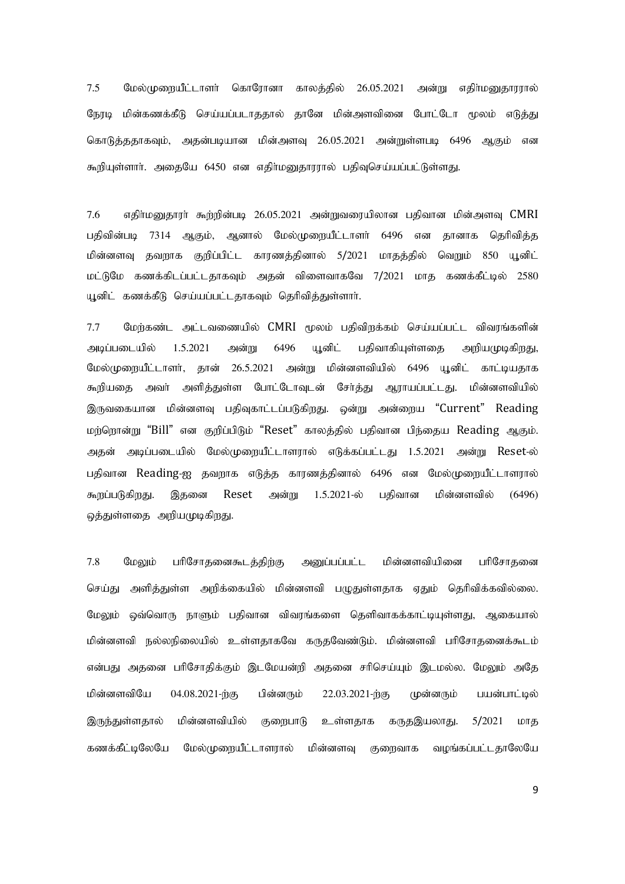7.5 மேல்முறையீட்டாளர் கொரோனா காலத்தில் 26.05.2021 அன்று எதிர்மனுதாரரால் நேரடி மின்கணக்கீடு செய்யப்படாததால் தானே மின்அளவினை போட்டோ மூலம் எடுத்து கொடுத்ததாகவும், அதன்படியான மின்அளவு 26.05.2021 அன்றுள்ளபடி 6496 ஆகும் என கூறியுள்ளார். அதையே 6450 என எதிர்மனுதாரரால் பதிவுசெய்யப்பட்டுள்ளது.

7.6 எதிர்மனுதாரர் கூற்றின்படி 26.05.2021 அன்றுவரையிலான பதிவான மின்அளவு CMRI பதிவின்படி 7314 ஆகும், ஆனால் மேல்முறையீட்டாளர் 6496 என தானாக தெரிவித்த மின்னளவு தவறாக குறிப்பிட்ட காரணத்தினால் 5/2021 மாதத்தில் வெறும் 850 யூனிட் மட்டுமே கணக்கிடப்பட்டதாகவும் அதன் விளைவாகவே 7/2021 மாத கணக்கீட்டில் 2580 யூனிட் கணக்கீடு செய்யப்பட்டதாகவும் தெரிவித்துள்ளார்.

7.7 மேற்கண்ட அட்டவணையில் CMRI மூலம் பதிவிறக்கம் செய்யப்பட்ட விவரங்களின் அடிப்படையில் 1.5.2021 அன்று 6496 யூனிட் பதிவாகியுள்ளதை அறியமுடிகிறது, மேல்முறையீட்டாளர், தான் 26.5.2021 அன்று மின்னளவியில் 6496 யூனிட் காட்டியதாக கூறியதை அவர் அளித்துள்ள போட்டோவுடன் சேர்த்து ஆராயப்பட்டது. மின்னளவியில் இருவகையான மின்னளவு பதிவுகாட்டப்படுகிறது. ஒன்று அன்றைய "Current" Reading மற்றொன்று "Bill" என குறிப்பிடும் "Reset" காலத்தில் பதிவான பிந்தைய Reading ஆகும். அதன் அடிப்படையில் மேல்முறையீட்டாளரால் எடுக்கப்பட்டது 1.5.2021 அன்று Reset-ல் பதிவான Reading-ஐ தவறாக எடுத்த காரணத்தினால் 6496 என மேல்முறையீட்டாளரால் கூறப்படுகிறது. இதனை Reset அன்று 1.5.2021-ல் பதிவான மின்னளவில் (6496) ஒத்துள்ளதை அறியமுடிகிறது.

7.8 மேலும் பரிசோதனைகூடத்திற்கு அனுப்பப்பட்ட மின்னளவியினை பரிசோதனை செய்து அளித்துள்ள அறிக்கையில் மின்னளவி பழுதுள்ளதாக ஏதும் தெரிவிக்கவில்லை. மேலும் ஒவ்வொரு நாளும் பதிவான விவரங்களை தெளிவாகக்காட்டியுள்ளது, ஆகையால் மின்னளவி நல்லநிலையில் உள்ளதாகவே கருதவேண்டும். மின்னளவி பரிசோதனைக்கூடம் என்பது அதனை பரிசோதிக்கும் இடமேயன்றி அதனை சரிசெய்யும் இடமல்ல. மேலும் அதே மின்னளவியே 04.08.2021-ற்கு பின்னரும் 22.03.2021-ற்கு முன்னரும் பயன்பாட்டில் இருந்துள்ளதால் மின்னளவியில் குறைபாடு உள்ளதாக கருதஇயலாது. 5/2021 மாத கணக்கீட்டிலேயே மேல்முறையீட்டாளரால் மின்னளவு குறைவாக வழங்கப்பட்டதாலேயே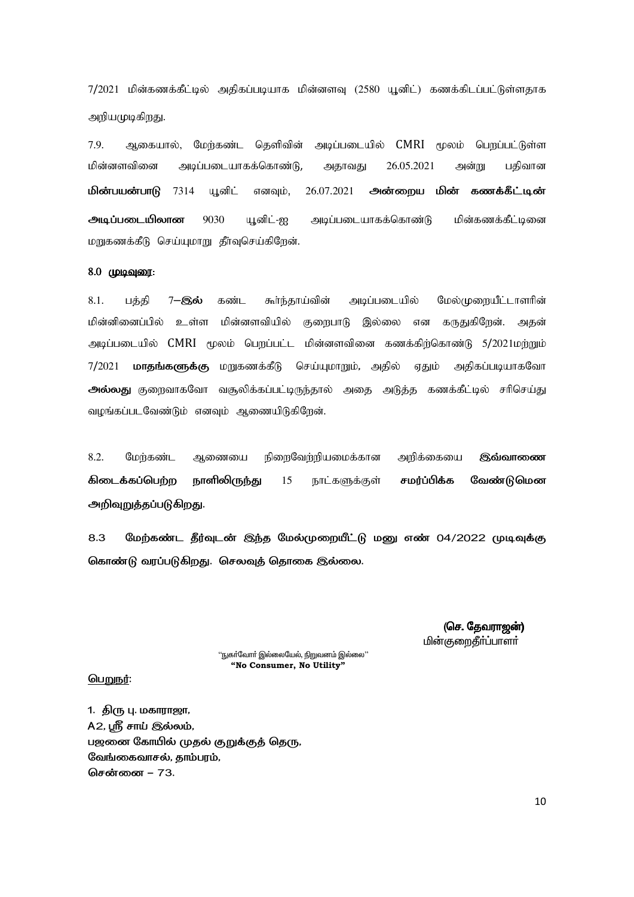7/2021 மின்கணக்கீட்டில் அதிகப்படியாக மின்னளவு (2580 யூனிட்) கணக்கிடப்பட்டுள்ளதாக அறியமுடிகிறது.

7.9. ஆகையால், மேற்கண்ட தெளிவின் அடிப்படையில் CMRI மூலம் பெறப்பட்டுள்ள மின்னளவினை அடிப்படையாகக்கொண்டு, அதாவது 26.05.2021 அன்று பதிவான **மின்பயன்பாடு** 7314 யூனிட் எனவும், 26.07.2021 **அன்றைய மின் கணக்கீட்டின் அடிப்படையிலான** 9030 யூனிட்-ஐ அடிப்படையாகக்கொண்டு மின்கணக்கீட்டினை மறுகணக்கீடு செய்யுமாறு தீர்வுசெய்கிறேன்.

**8.0 முடிவுரை:**

8.1. பத்தி 7**–இல்** கண்ட கூர்ந்தாய்வின் அடிப்படையில் மேல்முறையீட்டாளரின் மின்னிணைப்பில் உள்ள மின்னளவியில் குறைபாடு இல்லை என கருதுகிறேன். அதன் அடிப்படையில் CMRI மூலம் பெறப்பட்ட மின்னளவினை கணக்கிற்கொண்டு 5/2021மற்றும் 7/2021 **மாதங்களுக்கு** மறுகணக்கீடு செய்யுமாறும், அதில் ஏதும் அதிகப்படியாகவோ **அல்லது** குறைவாகவோ வசூலிக்கப்பட்டிருந்தால் அதை அடுத்த கணக்கீட்டில் சரிசெய்து வழங்கப்படவேண்டும் எனவும் ஆணையிடுகிறேன்.

8.2. மேற்கண்ட ஆணையை நிறைவேற்றியமைக்கான அறிக்கையை **இவ்வாணை கிடைக்கப்பெற்ற நாளிலிருந்து** 15 நாட்களுக்குள் **சமர்ப்பிக்க வேண்டுமென அறிவுறுத்தப்படுகிறது.**

**8.3 மேற்கண்ட தீர்வுடன் இந்த மேல்முறையீட்டு மனு எண் 04/2022 முடிவுக்கு கொண்டு வரப்படுகிறது. செலவுத் தொகை இல்லை.**

**(செ. தேவராஜன்)**
மின்குறைதீர்ப்பாளர்

"நுகர்வோர் இல்லையேல், நிறுவனம் இல்லை"
**"No Consumer, No Utility"**

பெறுநர்:

**1. திரு பு. மகாராஜா,
A2, ஸ்ரீ சாய் இல்லம்,
பஜனை கோயில் முதல் குறுக்குத் தெரு,
வேங்கைவாசல், தாம்பரம்,
சென்னை – 73.**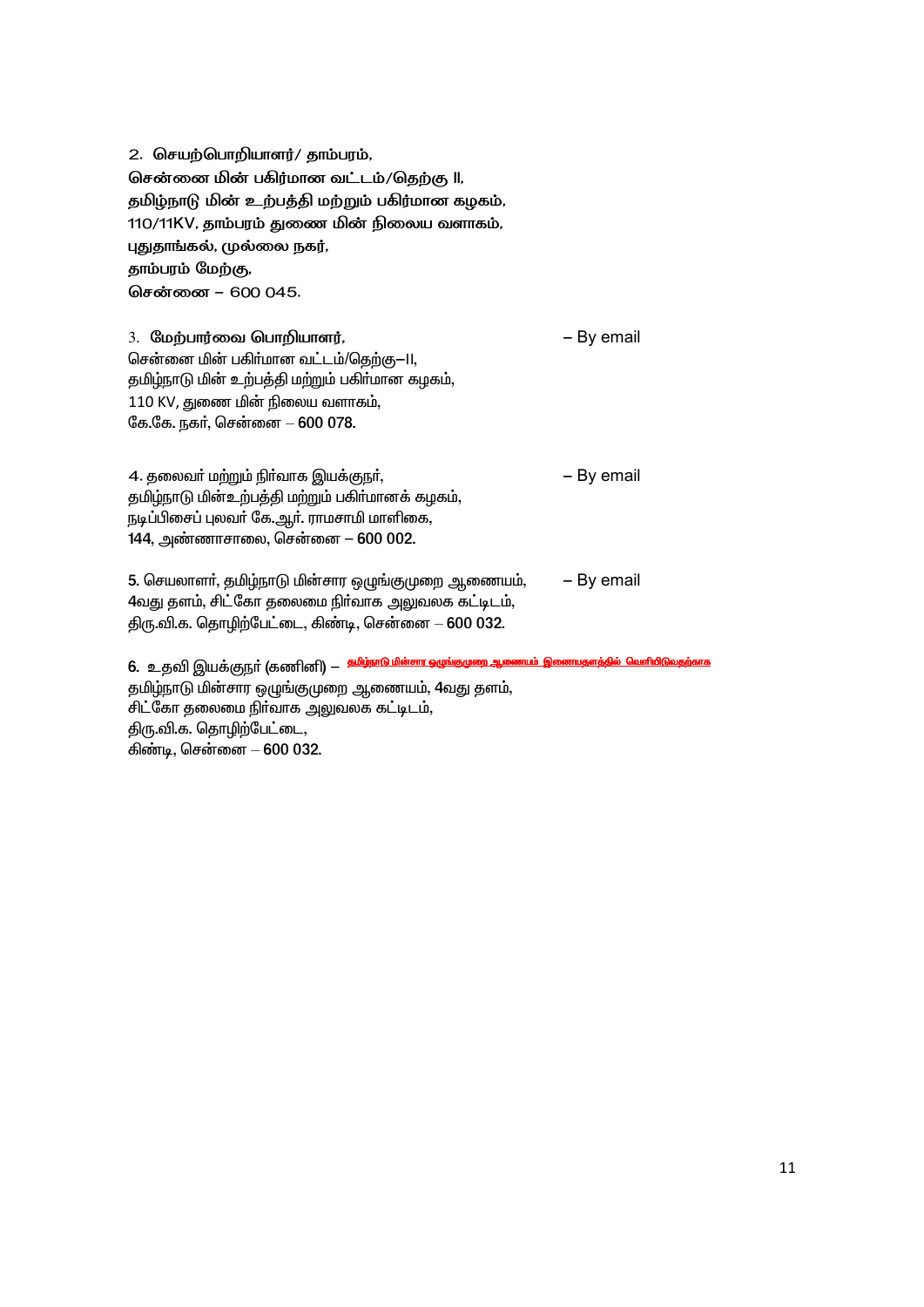2. செயற்பொறியாளர்/ தாம்பரம்,
சென்னை மின் பகிர்மான வட்டம்/தெற்கு II,
தமிழ்நாடு மின் உற்பத்தி மற்றும் பகிர்மான கழகம்,
110/11KV, தாம்பரம் துணை மின் நிலைய வளாகம்,
புதுதாங்கல், முல்லை நகர்,
தாம்பரம் மேற்கு,
சென்னை – 600 045.

3. மேற்பார்வை பொறியாளர், – By email
சென்னை மின் பகிர்மான வட்டம்/தெற்கு–II,
தமிழ்நாடு மின் உற்பத்தி மற்றும் பகிர்மான கழகம்,
110 KV, துணை மின் நிலைய வளாகம்,
கே.கே. நகர், சென்னை – 600 078.

4. தலைவர் மற்றும் நிர்வாக இயக்குநர், – By email
தமிழ்நாடு மின்உற்பத்தி மற்றும் பகிர்மானக் கழகம்,
நடிப்பிசைப் புலவர் கே.ஆர். ராமசாமி மாளிகை,
144, அண்ணாசாலை, சென்னை – 600 002.

5. செயலாளர், தமிழ்நாடு மின்சார ஒழுங்குமுறை ஆணையம், – By email
4வது தளம், சிட்கோ தலைமை நிர்வாக அலுவலக கட்டிடம்,
திரு.வி.க. தொழிற்பேட்டை, கிண்டி, சென்னை – 600 032.

6. உதவி இயக்குநர் (கணினி) – தமிழ்நாடு மின்சார ஒழுங்குமுறை ஆணையம் இணையதளத்தில் வெளியிடுவதற்காக
தமிழ்நாடு மின்சார ஒழுங்குமுறை ஆணையம், 4வது தளம்,
சிட்கோ தலைமை நிர்வாக அலுவலக கட்டிடம்,
திரு.வி.க. தொழிற்பேட்டை,
கிண்டி, சென்னை – 600 032.